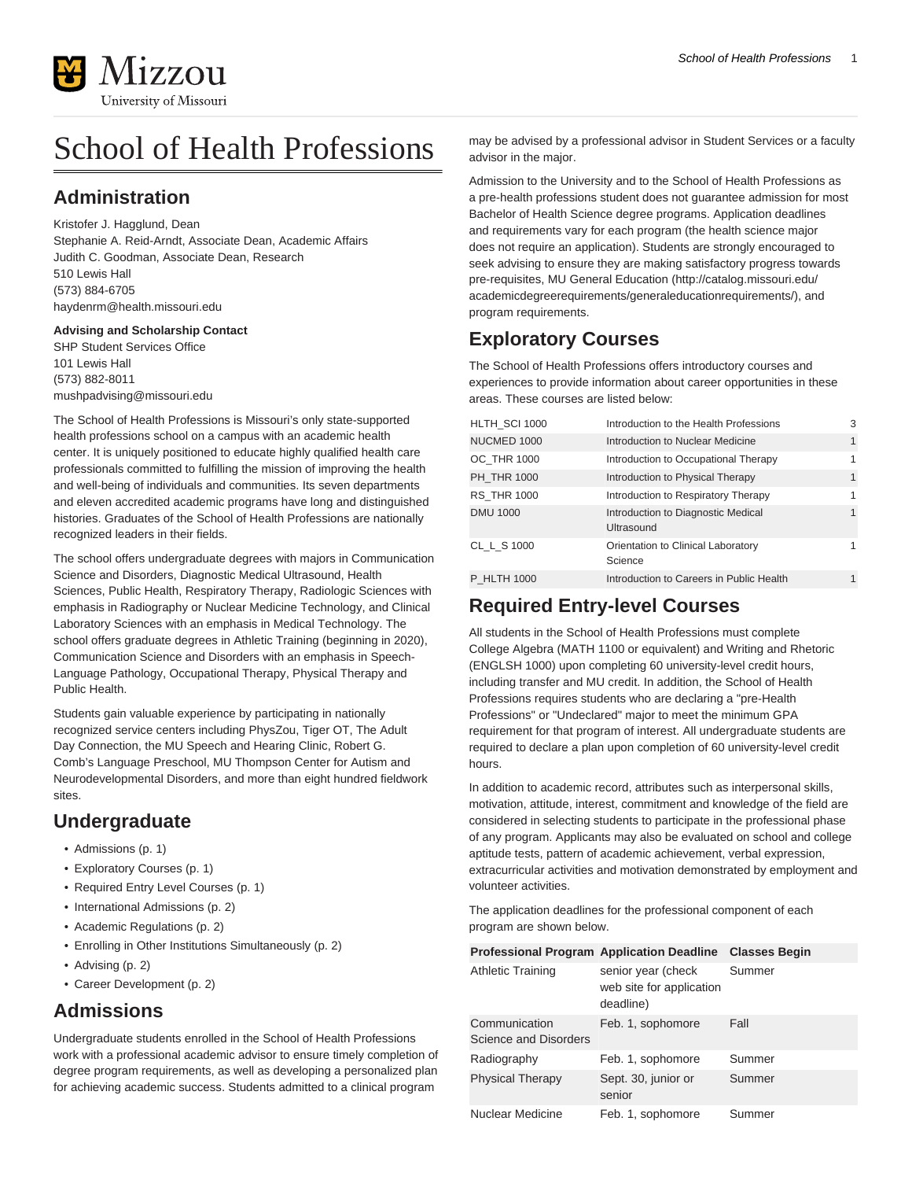# School of Health Professions

## Administration

Kristofer J. Hagglund, Dean
Stephanie A. Reid-Arndt, Associate Dean, Academic Affairs
Judith C. Goodman, Associate Dean, Research
510 Lewis Hall
(573) 884-6705
haydenrm@health.missouri.edu

**Advising and Scholarship Contact**
SHP Student Services Office
101 Lewis Hall
(573) 882-8011
mushpadvising@missouri.edu

The School of Health Professions is Missouri's only state-supported health professions school on a campus with an academic health center. It is uniquely positioned to educate highly qualified health care professionals committed to fulfilling the mission of improving the health and well-being of individuals and communities. Its seven departments and eleven accredited academic programs have long and distinguished histories. Graduates of the School of Health Professions are nationally recognized leaders in their fields.

The school offers undergraduate degrees with majors in Communication Science and Disorders, Diagnostic Medical Ultrasound, Health Sciences, Public Health, Respiratory Therapy, Radiologic Sciences with emphasis in Radiography or Nuclear Medicine Technology, and Clinical Laboratory Sciences with an emphasis in Medical Technology. The school offers graduate degrees in Athletic Training (beginning in 2020), Communication Science and Disorders with an emphasis in Speech-Language Pathology, Occupational Therapy, Physical Therapy and Public Health.

Students gain valuable experience by participating in nationally recognized service centers including PhysZou, Tiger OT, The Adult Day Connection, the MU Speech and Hearing Clinic, Robert G. Comb's Language Preschool, MU Thompson Center for Autism and Neurodevelopmental Disorders, and more than eight hundred fieldwork sites.

## Undergraduate

- Admissions (p. 1)
- Exploratory Courses (p. 1)
- Required Entry Level Courses (p. 1)
- International Admissions (p. 2)
- Academic Regulations (p. 2)
- Enrolling in Other Institutions Simultaneously (p. 2)
- Advising (p. 2)
- Career Development (p. 2)

## Admissions

Undergraduate students enrolled in the School of Health Professions work with a professional academic advisor to ensure timely completion of degree program requirements, as well as developing a personalized plan for achieving academic success. Students admitted to a clinical program may be advised by a professional advisor in Student Services or a faculty advisor in the major.

Admission to the University and to the School of Health Professions as a pre-health professions student does not guarantee admission for most Bachelor of Health Science degree programs. Application deadlines and requirements vary for each program (the health science major does not require an application). Students are strongly encouraged to seek advising to ensure they are making satisfactory progress towards pre-requisites, MU General Education (http://catalog.missouri.edu/academicdegreerequirements/generaleducationrequirements/), and program requirements.

## Exploratory Courses

The School of Health Professions offers introductory courses and experiences to provide information about career opportunities in these areas. These courses are listed below:

| | | |
|---|---|---|
| HLTH_SCI 1000 | Introduction to the Health Professions | 3 |
| NUCMED 1000 | Introduction to Nuclear Medicine | 1 |
| OC_THR 1000 | Introduction to Occupational Therapy | 1 |
| PH_THR 1000 | Introduction to Physical Therapy | 1 |
| RS_THR 1000 | Introduction to Respiratory Therapy | 1 |
| DMU 1000 | Introduction to Diagnostic Medical Ultrasound | 1 |
| CL_L_S 1000 | Orientation to Clinical Laboratory Science | 1 |
| P_HLTH 1000 | Introduction to Careers in Public Health | 1 |

## Required Entry-level Courses

All students in the School of Health Professions must complete College Algebra (MATH 1100 or equivalent) and Writing and Rhetoric (ENGLSH 1000) upon completing 60 university-level credit hours, including transfer and MU credit. In addition, the School of Health Professions requires students who are declaring a "pre-Health Professions" or "Undeclared" major to meet the minimum GPA requirement for that program of interest. All undergraduate students are required to declare a plan upon completion of 60 university-level credit hours.

In addition to academic record, attributes such as interpersonal skills, motivation, attitude, interest, commitment and knowledge of the field are considered in selecting students to participate in the professional phase of any program. Applicants may also be evaluated on school and college aptitude tests, pattern of academic achievement, verbal expression, extracurricular activities and motivation demonstrated by employment and volunteer activities.

The application deadlines for the professional component of each program are shown below.

| Professional Program | Application Deadline | Classes Begin |
|---|---|---|
| Athletic Training | senior year (check web site for application deadline) | Summer |
| Communication Science and Disorders | Feb. 1, sophomore | Fall |
| Radiography | Feb. 1, sophomore | Summer |
| Physical Therapy | Sept. 30, junior or senior | Summer |
| Nuclear Medicine | Feb. 1, sophomore | Summer |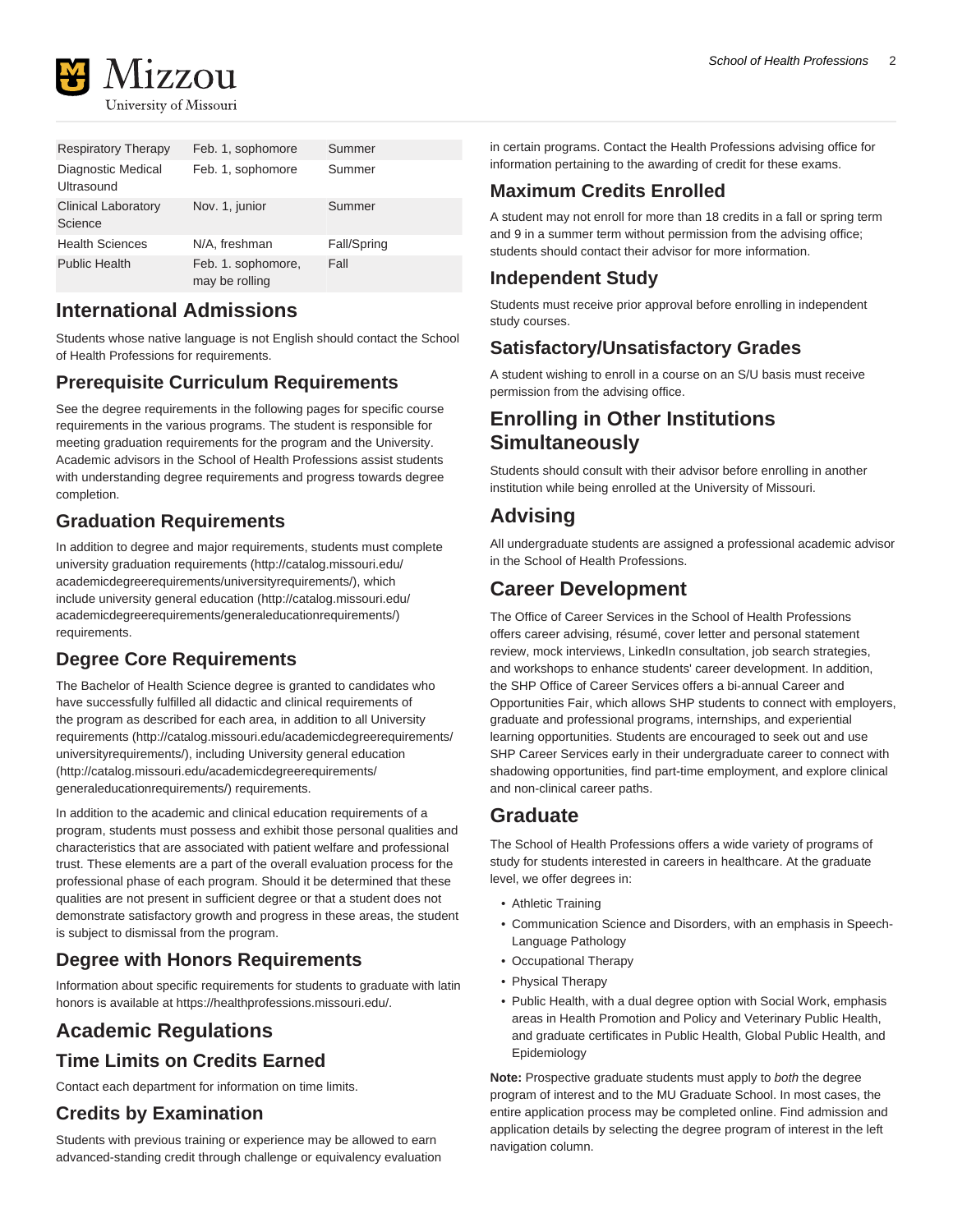| | | |
|---|---|---|
| Respiratory Therapy | Feb. 1, sophomore | Summer |
| Diagnostic Medical Ultrasound | Feb. 1, sophomore | Summer |
| Clinical Laboratory Science | Nov. 1, junior | Summer |
| Health Sciences | N/A, freshman | Fall/Spring |
| Public Health | Feb. 1. sophomore, may be rolling | Fall |

## International Admissions

Students whose native language is not English should contact the School of Health Professions for requirements.

## Prerequisite Curriculum Requirements

See the degree requirements in the following pages for specific course requirements in the various programs. The student is responsible for meeting graduation requirements for the program and the University. Academic advisors in the School of Health Professions assist students with understanding degree requirements and progress towards degree completion.

## Graduation Requirements

In addition to degree and major requirements, students must complete university graduation requirements (http://catalog.missouri.edu/academicdegreerequirements/universityrequirements/), which include university general education (http://catalog.missouri.edu/academicdegreerequirements/generaleducationrequirements/) requirements.

## Degree Core Requirements

The Bachelor of Health Science degree is granted to candidates who have successfully fulfilled all didactic and clinical requirements of the program as described for each area, in addition to all University requirements (http://catalog.missouri.edu/academicdegreerequirements/universityrequirements/), including University general education (http://catalog.missouri.edu/academicdegreerequirements/generaleducationrequirements/) requirements.

In addition to the academic and clinical education requirements of a program, students must possess and exhibit those personal qualities and characteristics that are associated with patient welfare and professional trust. These elements are a part of the overall evaluation process for the professional phase of each program. Should it be determined that these qualities are not present in sufficient degree or that a student does not demonstrate satisfactory growth and progress in these areas, the student is subject to dismissal from the program.

## Degree with Honors Requirements

Information about specific requirements for students to graduate with latin honors is available at https://healthprofessions.missouri.edu/.

## Academic Regulations

## Time Limits on Credits Earned

Contact each department for information on time limits.

## Credits by Examination

Students with previous training or experience may be allowed to earn advanced-standing credit through challenge or equivalency evaluation in certain programs. Contact the Health Professions advising office for information pertaining to the awarding of credit for these exams.

## Maximum Credits Enrolled

A student may not enroll for more than 18 credits in a fall or spring term and 9 in a summer term without permission from the advising office; students should contact their advisor for more information.

## Independent Study

Students must receive prior approval before enrolling in independent study courses.

## Satisfactory/Unsatisfactory Grades

A student wishing to enroll in a course on an S/U basis must receive permission from the advising office.

## Enrolling in Other Institutions Simultaneously

Students should consult with their advisor before enrolling in another institution while being enrolled at the University of Missouri.

## Advising

All undergraduate students are assigned a professional academic advisor in the School of Health Professions.

## Career Development

The Office of Career Services in the School of Health Professions offers career advising, résumé, cover letter and personal statement review, mock interviews, LinkedIn consultation, job search strategies, and workshops to enhance students' career development. In addition, the SHP Office of Career Services offers a bi-annual Career and Opportunities Fair, which allows SHP students to connect with employers, graduate and professional programs, internships, and experiential learning opportunities. Students are encouraged to seek out and use SHP Career Services early in their undergraduate career to connect with shadowing opportunities, find part-time employment, and explore clinical and non-clinical career paths.

## Graduate

The School of Health Professions offers a wide variety of programs of study for students interested in careers in healthcare. At the graduate level, we offer degrees in:

- Athletic Training
- Communication Science and Disorders, with an emphasis in Speech-Language Pathology
- Occupational Therapy
- Physical Therapy
- Public Health, with a dual degree option with Social Work, emphasis areas in Health Promotion and Policy and Veterinary Public Health, and graduate certificates in Public Health, Global Public Health, and Epidemiology

**Note:** Prospective graduate students must apply to *both* the degree program of interest and to the MU Graduate School. In most cases, the entire application process may be completed online. Find admission and application details by selecting the degree program of interest in the left navigation column.